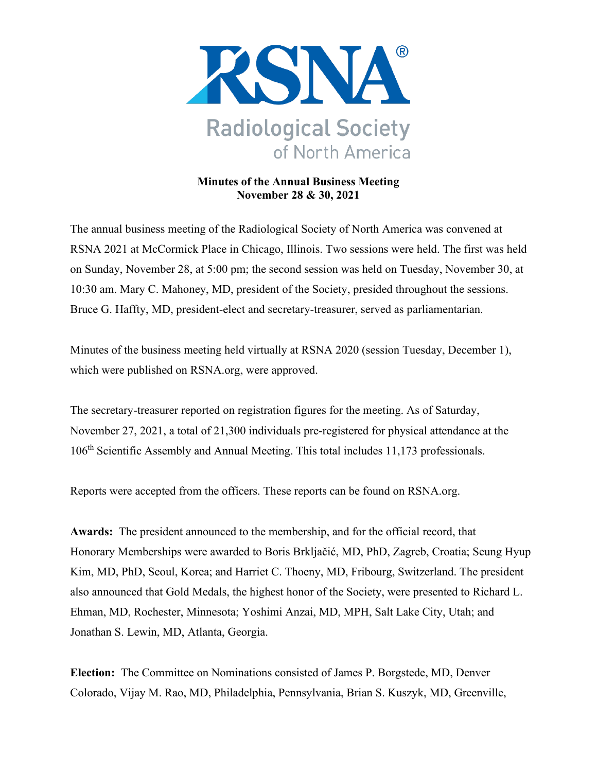RSNA®

Radiological Society of North America

**Minutes of the Annual Business Meeting**
**November 28 & 30, 2021**

The annual business meeting of the Radiological Society of North America was convened at RSNA 2021 at McCormick Place in Chicago, Illinois. Two sessions were held. The first was held on Sunday, November 28, at 5:00 pm; the second session was held on Tuesday, November 30, at 10:30 am. Mary C. Mahoney, MD, president of the Society, presided throughout the sessions. Bruce G. Haffty, MD, president-elect and secretary-treasurer, served as parliamentarian.

Minutes of the business meeting held virtually at RSNA 2020 (session Tuesday, December 1), which were published on RSNA.org, were approved.

The secretary-treasurer reported on registration figures for the meeting. As of Saturday, November 27, 2021, a total of 21,300 individuals pre-registered for physical attendance at the 106th Scientific Assembly and Annual Meeting. This total includes 11,173 professionals.

Reports were accepted from the officers. These reports can be found on RSNA.org.

**Awards:** The president announced to the membership, and for the official record, that Honorary Memberships were awarded to Boris Brkljačić, MD, PhD, Zagreb, Croatia; Seung Hyup Kim, MD, PhD, Seoul, Korea; and Harriet C. Thoeny, MD, Fribourg, Switzerland. The president also announced that Gold Medals, the highest honor of the Society, were presented to Richard L. Ehman, MD, Rochester, Minnesota; Yoshimi Anzai, MD, MPH, Salt Lake City, Utah; and Jonathan S. Lewin, MD, Atlanta, Georgia.

**Election:** The Committee on Nominations consisted of James P. Borgstede, MD, Denver Colorado, Vijay M. Rao, MD, Philadelphia, Pennsylvania, Brian S. Kuszyk, MD, Greenville,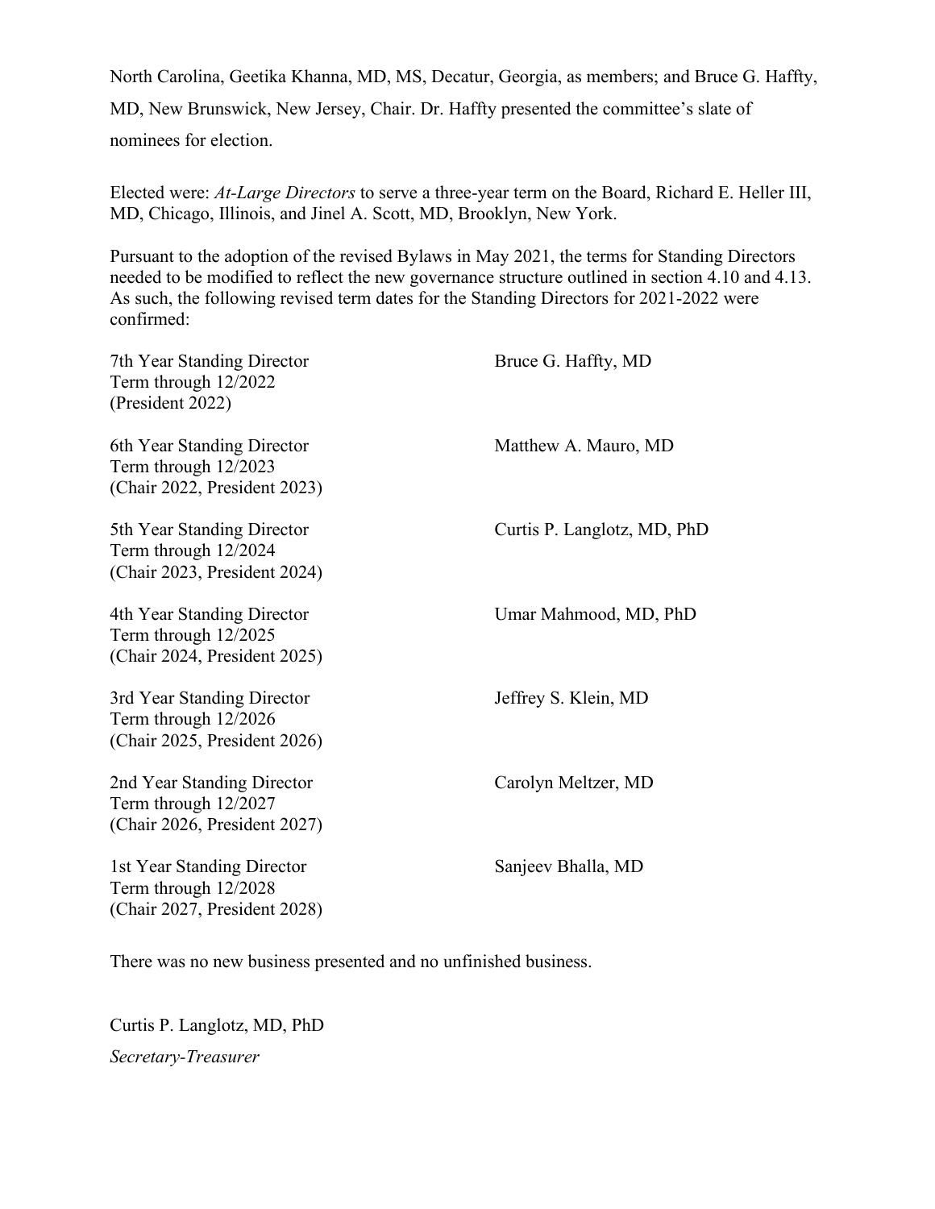North Carolina, Geetika Khanna, MD, MS, Decatur, Georgia, as members; and Bruce G. Haffty, MD, New Brunswick, New Jersey, Chair. Dr. Haffty presented the committee's slate of nominees for election.

Elected were: *At-Large Directors* to serve a three-year term on the Board, Richard E. Heller III, MD, Chicago, Illinois, and Jinel A. Scott, MD, Brooklyn, New York.

Pursuant to the adoption of the revised Bylaws in May 2021, the terms for Standing Directors needed to be modified to reflect the new governance structure outlined in section 4.10 and 4.13. As such, the following revised term dates for the Standing Directors for 2021-2022 were confirmed:

| | |
|---|---|
| 7th Year Standing Director<br>Term through 12/2022<br>(President 2022) | Bruce G. Haffty, MD |
| 6th Year Standing Director<br>Term through 12/2023<br>(Chair 2022, President 2023) | Matthew A. Mauro, MD |
| 5th Year Standing Director<br>Term through 12/2024<br>(Chair 2023, President 2024) | Curtis P. Langlotz, MD, PhD |
| 4th Year Standing Director<br>Term through 12/2025<br>(Chair 2024, President 2025) | Umar Mahmood, MD, PhD |
| 3rd Year Standing Director<br>Term through 12/2026<br>(Chair 2025, President 2026) | Jeffrey S. Klein, MD |
| 2nd Year Standing Director<br>Term through 12/2027<br>(Chair 2026, President 2027) | Carolyn Meltzer, MD |
| 1st Year Standing Director<br>Term through 12/2028<br>(Chair 2027, President 2028) | Sanjeev Bhalla, MD |

There was no new business presented and no unfinished business.

Curtis P. Langlotz, MD, PhD
*Secretary-Treasurer*